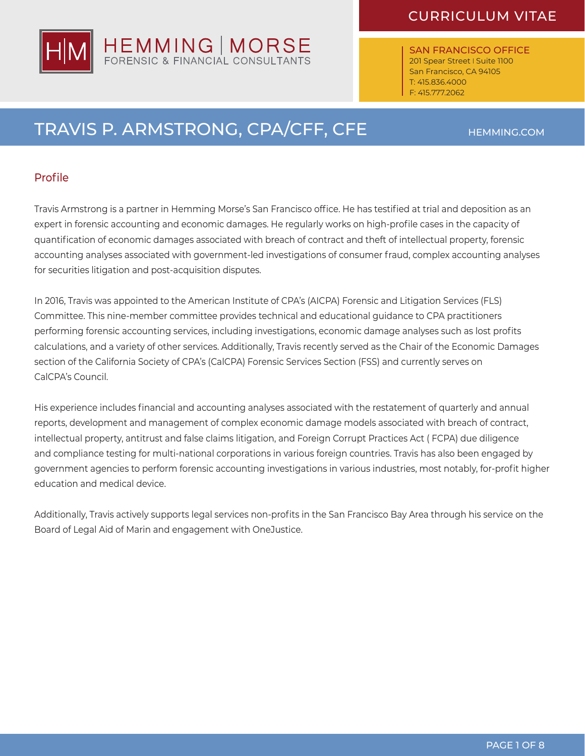# HEMMING | MORSE
FORENSIC & FINANCIAL CONSULTANTS

CURRICULUM VITAE

SAN FRANCISCO OFFICE
201 Spear Street | Suite 1100
San Francisco, CA 94105
T: 415.836.4000
F: 415.777.2062

# TRAVIS P. ARMSTRONG, CPA/CFF, CFE

HEMMING.COM

## Profile

Travis Armstrong is a partner in Hemming Morse's San Francisco office. He has testified at trial and deposition as an expert in forensic accounting and economic damages. He regularly works on high-profile cases in the capacity of quantification of economic damages associated with breach of contract and theft of intellectual property, forensic accounting analyses associated with government-led investigations of consumer fraud, complex accounting analyses for securities litigation and post-acquisition disputes.

In 2016, Travis was appointed to the American Institute of CPA's (AICPA) Forensic and Litigation Services (FLS) Committee. This nine-member committee provides technical and educational guidance to CPA practitioners performing forensic accounting services, including investigations, economic damage analyses such as lost profits calculations, and a variety of other services. Additionally, Travis recently served as the Chair of the Economic Damages section of the California Society of CPA's (CalCPA) Forensic Services Section (FSS) and currently serves on CalCPA's Council.

His experience includes financial and accounting analyses associated with the restatement of quarterly and annual reports, development and management of complex economic damage models associated with breach of contract, intellectual property, antitrust and false claims litigation, and Foreign Corrupt Practices Act ( FCPA) due diligence and compliance testing for multi-national corporations in various foreign countries. Travis has also been engaged by government agencies to perform forensic accounting investigations in various industries, most notably, for-profit higher education and medical device.

Additionally, Travis actively supports legal services non-profits in the San Francisco Bay Area through his service on the Board of Legal Aid of Marin and engagement with OneJustice.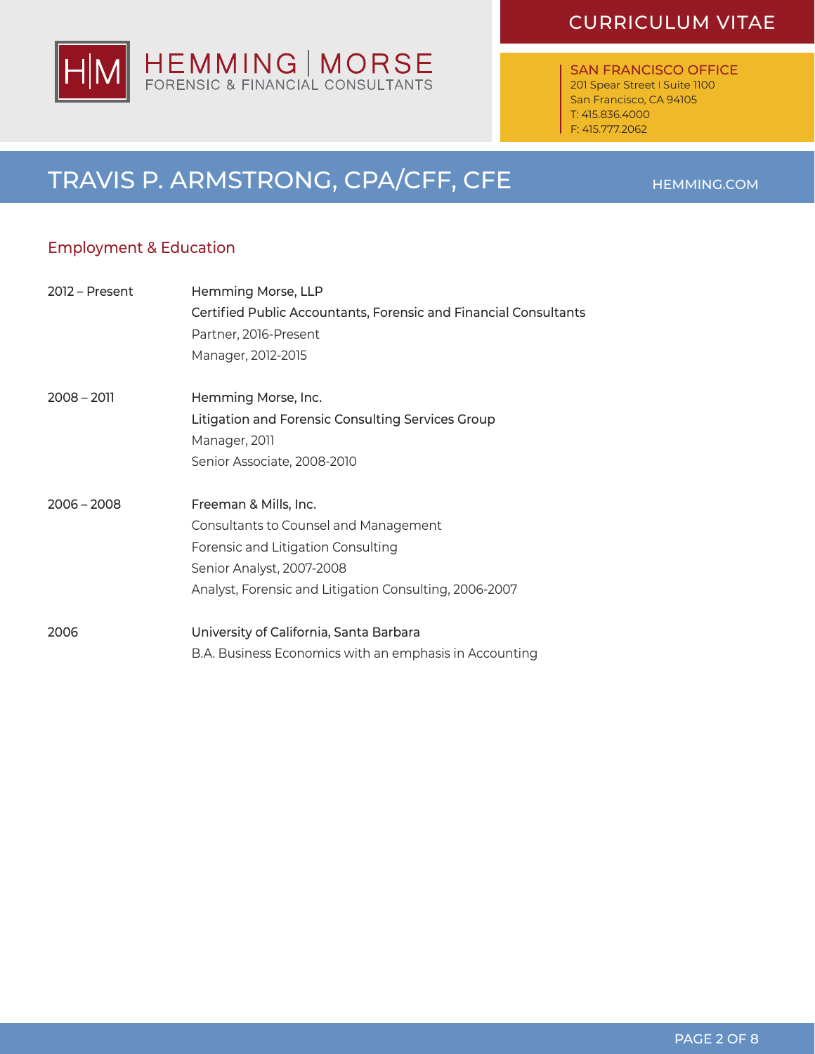## Employment & Education

| | |
|---|---|
| 2012 – Present | Hemming Morse, LLP<br>Certified Public Accountants, Forensic and Financial Consultants<br>Partner, 2016-Present<br>Manager, 2012-2015 |
| 2008 – 2011 | Hemming Morse, Inc.<br>Litigation and Forensic Consulting Services Group<br>Manager, 2011<br>Senior Associate, 2008-2010 |
| 2006 – 2008 | Freeman & Mills, Inc.<br>Consultants to Counsel and Management<br>Forensic and Litigation Consulting<br>Senior Analyst, 2007-2008<br>Analyst, Forensic and Litigation Consulting, 2006-2007 |
| 2006 | University of California, Santa Barbara<br>B.A. Business Economics with an emphasis in Accounting |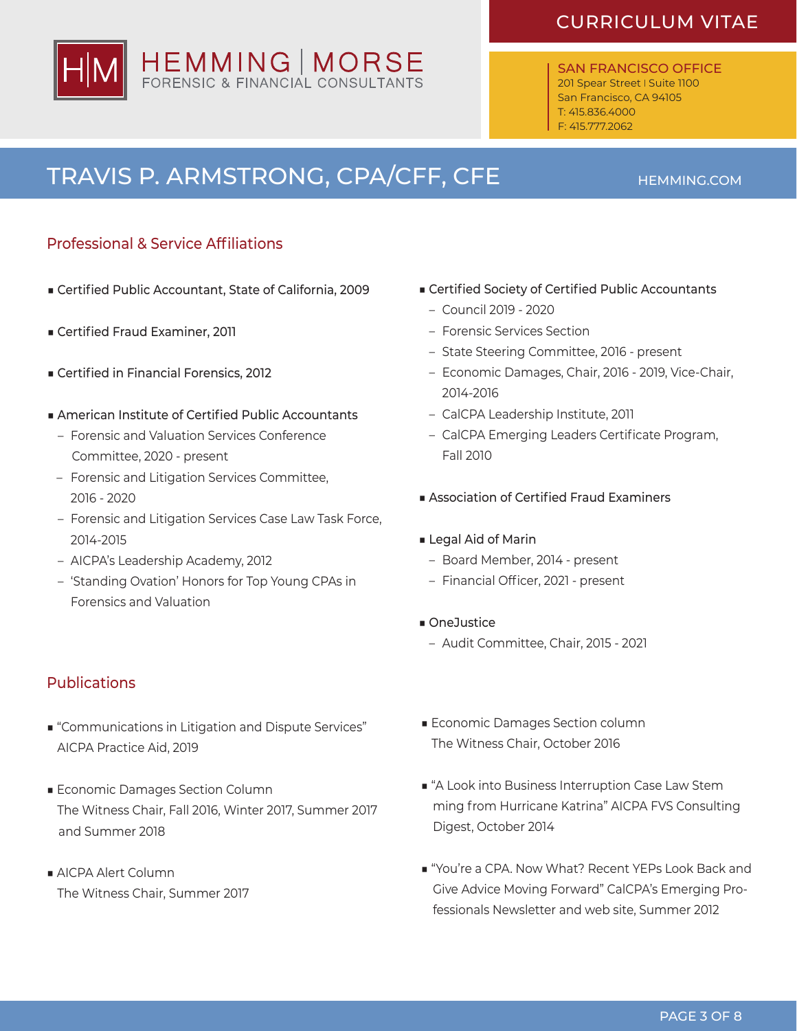# TRAVIS P. ARMSTRONG, CPA/CFF, CFE

## Professional & Service Affiliations

- Certified Public Accountant, State of California, 2009
- Certified Fraud Examiner, 2011
- Certified in Financial Forensics, 2012
- American Institute of Certified Public Accountants
  - Forensic and Valuation Services Conference Committee, 2020 - present
  - Forensic and Litigation Services Committee, 2016 - 2020
  - Forensic and Litigation Services Case Law Task Force, 2014-2015
  - AICPA's Leadership Academy, 2012
  - 'Standing Ovation' Honors for Top Young CPAs in Forensics and Valuation
- Certified Society of Certified Public Accountants
  - Council 2019 - 2020
  - Forensic Services Section
  - State Steering Committee, 2016 - present
  - Economic Damages, Chair, 2016 - 2019, Vice-Chair, 2014-2016
  - CalCPA Leadership Institute, 2011
  - CalCPA Emerging Leaders Certificate Program, Fall 2010
- Association of Certified Fraud Examiners
- Legal Aid of Marin
  - Board Member, 2014 - present
  - Financial Officer, 2021 - present
- OneJustice
  - Audit Committee, Chair, 2015 - 2021

## Publications

- "Communications in Litigation and Dispute Services" AICPA Practice Aid, 2019
- Economic Damages Section Column The Witness Chair, Fall 2016, Winter 2017, Summer 2017 and Summer 2018
- AICPA Alert Column The Witness Chair, Summer 2017
- Economic Damages Section column The Witness Chair, October 2016
- "A Look into Business Interruption Case Law Stemming from Hurricane Katrina" AICPA FVS Consulting Digest, October 2014
- "You're a CPA. Now What? Recent YEPs Look Back and Give Advice Moving Forward" CalCPA's Emerging Professionals Newsletter and web site, Summer 2012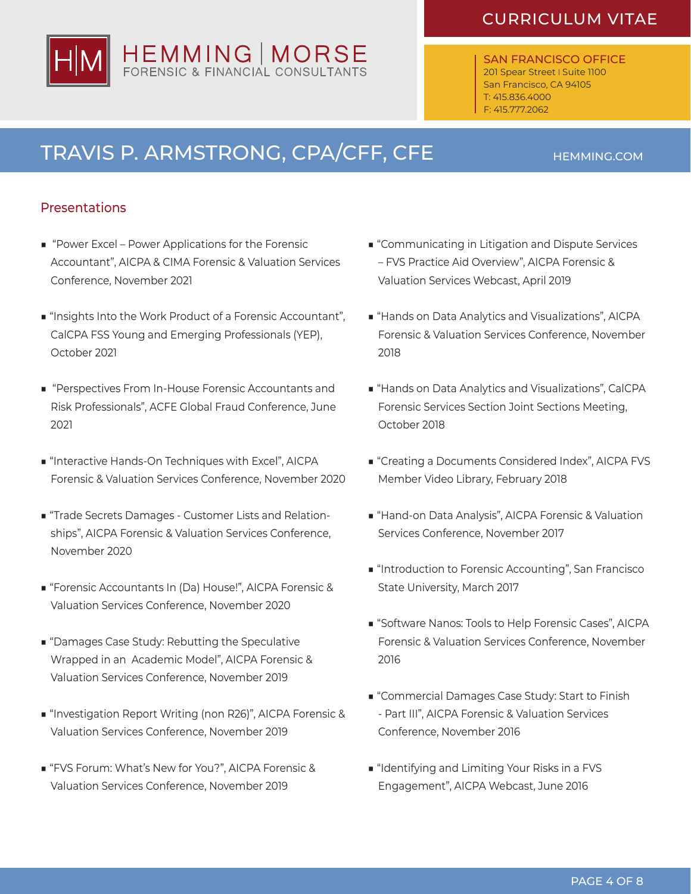## Presentations

- "Power Excel – Power Applications for the Forensic Accountant", AICPA & CIMA Forensic & Valuation Services Conference, November 2021
- "Insights Into the Work Product of a Forensic Accountant", CalCPA FSS Young and Emerging Professionals (YEP), October 2021
- "Perspectives From In-House Forensic Accountants and Risk Professionals", ACFE Global Fraud Conference, June 2021
- "Interactive Hands-On Techniques with Excel", AICPA Forensic & Valuation Services Conference, November 2020
- "Trade Secrets Damages - Customer Lists and Relationships", AICPA Forensic & Valuation Services Conference, November 2020
- "Forensic Accountants In (Da) House!", AICPA Forensic & Valuation Services Conference, November 2020
- "Damages Case Study: Rebutting the Speculative Wrapped in an Academic Model", AICPA Forensic & Valuation Services Conference, November 2019
- "Investigation Report Writing (non R26)", AICPA Forensic & Valuation Services Conference, November 2019
- "FVS Forum: What's New for You?", AICPA Forensic & Valuation Services Conference, November 2019
- "Communicating in Litigation and Dispute Services – FVS Practice Aid Overview", AICPA Forensic & Valuation Services Webcast, April 2019
- "Hands on Data Analytics and Visualizations", AICPA Forensic & Valuation Services Conference, November 2018
- "Hands on Data Analytics and Visualizations", CalCPA Forensic Services Section Joint Sections Meeting, October 2018
- "Creating a Documents Considered Index", AICPA FVS Member Video Library, February 2018
- "Hand-on Data Analysis", AICPA Forensic & Valuation Services Conference, November 2017
- "Introduction to Forensic Accounting", San Francisco State University, March 2017
- "Software Nanos: Tools to Help Forensic Cases", AICPA Forensic & Valuation Services Conference, November 2016
- "Commercial Damages Case Study: Start to Finish - Part III", AICPA Forensic & Valuation Services Conference, November 2016
- "Identifying and Limiting Your Risks in a FVS Engagement", AICPA Webcast, June 2016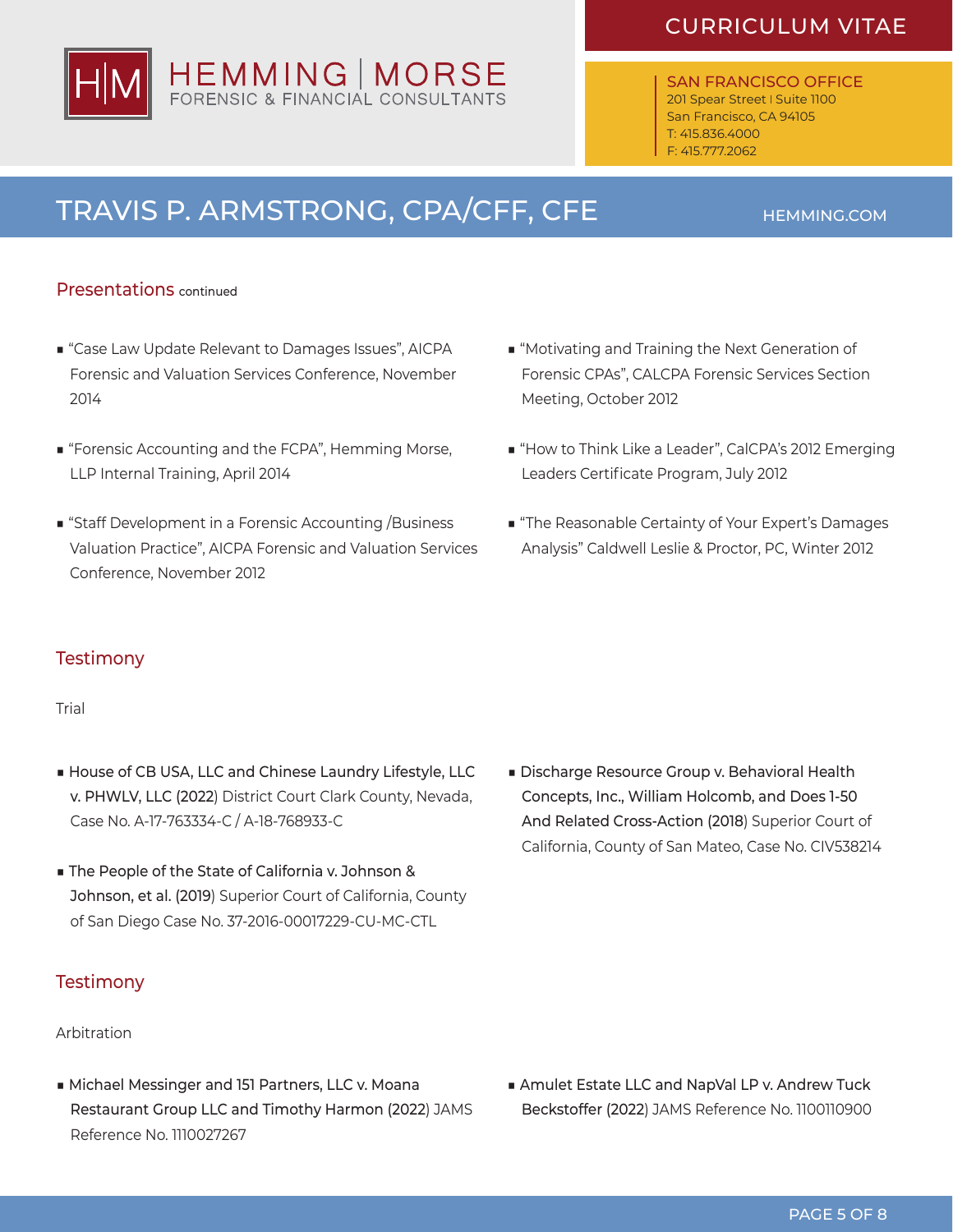## Presentations continued

- "Case Law Update Relevant to Damages Issues", AICPA Forensic and Valuation Services Conference, November 2014
- "Forensic Accounting and the FCPA", Hemming Morse, LLP Internal Training, April 2014
- "Staff Development in a Forensic Accounting /Business Valuation Practice", AICPA Forensic and Valuation Services Conference, November 2012
- "Motivating and Training the Next Generation of Forensic CPAs", CALCPA Forensic Services Section Meeting, October 2012
- "How to Think Like a Leader", CalCPA's 2012 Emerging Leaders Certificate Program, July 2012
- "The Reasonable Certainty of Your Expert's Damages Analysis" Caldwell Leslie & Proctor, PC, Winter 2012

## Testimony

Trial

- House of CB USA, LLC and Chinese Laundry Lifestyle, LLC v. PHWLV, LLC (2022) District Court Clark County, Nevada, Case No. A-17-763334-C / A-18-768933-C
- The People of the State of California v. Johnson & Johnson, et al. (2019) Superior Court of California, County of San Diego Case No. 37-2016-00017229-CU-MC-CTL
- Discharge Resource Group v. Behavioral Health Concepts, Inc., William Holcomb, and Does 1-50 And Related Cross-Action (2018) Superior Court of California, County of San Mateo, Case No. CIV538214

## Testimony

Arbitration

- Michael Messinger and 151 Partners, LLC v. Moana Restaurant Group LLC and Timothy Harmon (2022) JAMS Reference No. 1110027267
- Amulet Estate LLC and NapVal LP v. Andrew Tuck Beckstoffer (2022) JAMS Reference No. 1100110900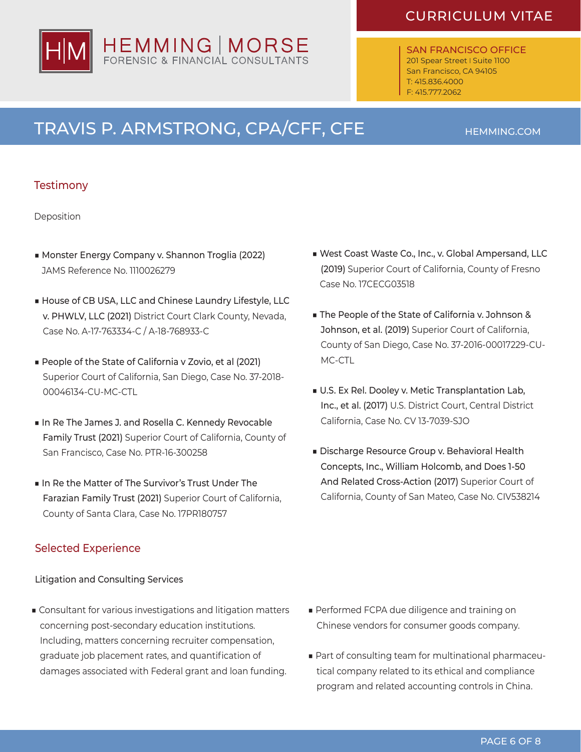## Testimony

Deposition

- **Monster Energy Company v. Shannon Troglia (2022)** JAMS Reference No. 1110026279
- **House of CB USA, LLC and Chinese Laundry Lifestyle, LLC v. PHWLV, LLC (2021)** District Court Clark County, Nevada, Case No. A-17-763334-C / A-18-768933-C
- **People of the State of California v Zovio, et al (2021)** Superior Court of California, San Diego, Case No. 37-2018-00046134-CU-MC-CTL
- **In Re The James J. and Rosella C. Kennedy Revocable Family Trust (2021)** Superior Court of California, County of San Francisco, Case No. PTR-16-300258
- **In Re the Matter of The Survivor's Trust Under The Farazian Family Trust (2021)** Superior Court of California, County of Santa Clara, Case No. 17PR180757
- **West Coast Waste Co., Inc., v. Global Ampersand, LLC (2019)** Superior Court of California, County of Fresno Case No. 17CECG03518
- **The People of the State of California v. Johnson & Johnson, et al. (2019)** Superior Court of California, County of San Diego, Case No. 37-2016-00017229-CU-MC-CTL
- **U.S. Ex Rel. Dooley v. Metic Transplantation Lab, Inc., et al. (2017)** U.S. District Court, Central District California, Case No. CV 13-7039-SJO
- **Discharge Resource Group v. Behavioral Health Concepts, Inc., William Holcomb, and Does 1-50 And Related Cross-Action (2017)** Superior Court of California, County of San Mateo, Case No. CIV538214

## Selected Experience

Litigation and Consulting Services

- Consultant for various investigations and litigation matters concerning post-secondary education institutions. Including, matters concerning recruiter compensation, graduate job placement rates, and quantification of damages associated with Federal grant and loan funding.
- Performed FCPA due diligence and training on Chinese vendors for consumer goods company.
- Part of consulting team for multinational pharmaceutical company related to its ethical and compliance program and related accounting controls in China.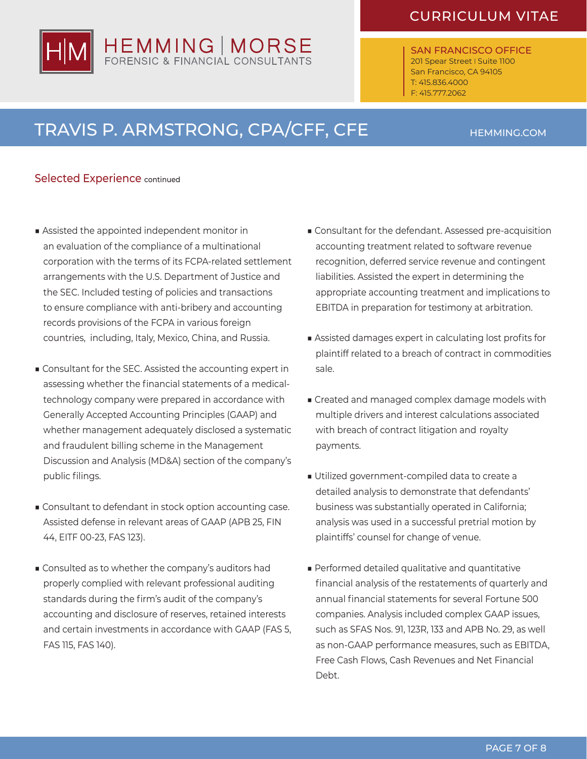## Selected Experience continued

- Assisted the appointed independent monitor in an evaluation of the compliance of a multinational corporation with the terms of its FCPA-related settlement arrangements with the U.S. Department of Justice and the SEC. Included testing of policies and transactions to ensure compliance with anti-bribery and accounting records provisions of the FCPA in various foreign countries, including, Italy, Mexico, China, and Russia.
- Consultant for the SEC. Assisted the accounting expert in assessing whether the financial statements of a medical-technology company were prepared in accordance with Generally Accepted Accounting Principles (GAAP) and whether management adequately disclosed a systematic and fraudulent billing scheme in the Management Discussion and Analysis (MD&A) section of the company's public filings.
- Consultant to defendant in stock option accounting case. Assisted defense in relevant areas of GAAP (APB 25, FIN 44, EITF 00-23, FAS 123).
- Consulted as to whether the company's auditors had properly complied with relevant professional auditing standards during the firm's audit of the company's accounting and disclosure of reserves, retained interests and certain investments in accordance with GAAP (FAS 5, FAS 115, FAS 140).
- Consultant for the defendant. Assessed pre-acquisition accounting treatment related to software revenue recognition, deferred service revenue and contingent liabilities. Assisted the expert in determining the appropriate accounting treatment and implications to EBITDA in preparation for testimony at arbitration.
- Assisted damages expert in calculating lost profits for plaintiff related to a breach of contract in commodities sale.
- Created and managed complex damage models with multiple drivers and interest calculations associated with breach of contract litigation and royalty payments.
- Utilized government-compiled data to create a detailed analysis to demonstrate that defendants' business was substantially operated in California; analysis was used in a successful pretrial motion by plaintiffs' counsel for change of venue.
- Performed detailed qualitative and quantitative financial analysis of the restatements of quarterly and annual financial statements for several Fortune 500 companies. Analysis included complex GAAP issues, such as SFAS Nos. 91, 123R, 133 and APB No. 29, as well as non-GAAP performance measures, such as EBITDA, Free Cash Flows, Cash Revenues and Net Financial Debt.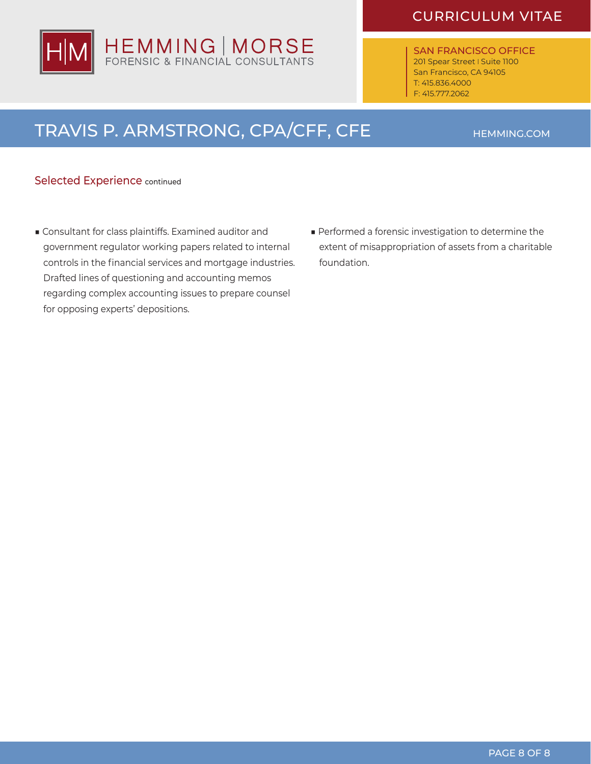## Selected Experience continued

- Consultant for class plaintiffs. Examined auditor and government regulator working papers related to internal controls in the financial services and mortgage industries. Drafted lines of questioning and accounting memos regarding complex accounting issues to prepare counsel for opposing experts' depositions.
- Performed a forensic investigation to determine the extent of misappropriation of assets from a charitable foundation.